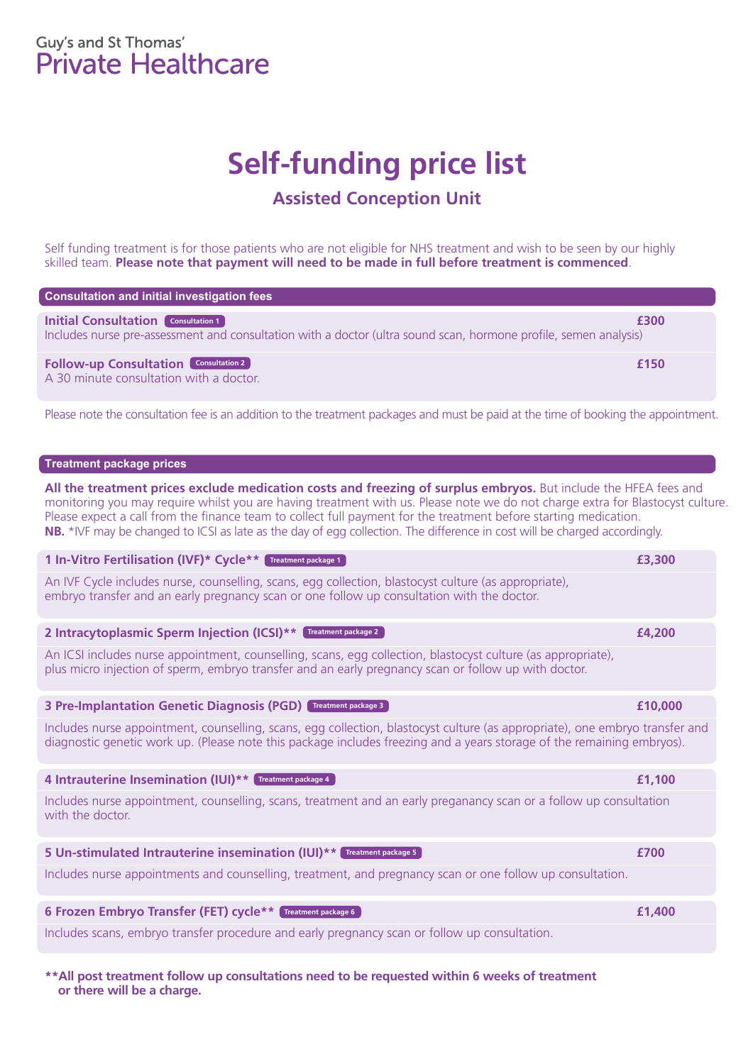Guy's and St Thomas'
Private Healthcare

# Self-funding price list

## Assisted Conception Unit

Self funding treatment is for those patients who are not eligible for NHS treatment and wish to be seen by our highly skilled team. **Please note that payment will need to be made in full before treatment is commenced**.

### Consultation and initial investigation fees

**Initial Consultation** Consultation 1 — **£300**
Includes nurse pre-assessment and consultation with a doctor (ultra sound scan, hormone profile, semen analysis)

**Follow-up Consultation** Consultation 2 — **£150**
A 30 minute consultation with a doctor.

Please note the consultation fee is an addition to the treatment packages and must be paid at the time of booking the appointment.

### Treatment package prices

**All the treatment prices exclude medication costs and freezing of surplus embryos.** But include the HFEA fees and monitoring you may require whilst you are having treatment with us. Please note we do not charge extra for Blastocyst culture. Please expect a call from the finance team to collect full payment for the treatment before starting medication.
**NB.** *IVF may be changed to ICSI as late as the day of egg collection. The difference in cost will be charged accordingly.

**1 In-Vitro Fertilisation (IVF)* Cycle**** Treatment package 1 — **£3,300**
An IVF Cycle includes nurse, counselling, scans, egg collection, blastocyst culture (as appropriate), embryo transfer and an early pregnancy scan or one follow up consultation with the doctor.

**2 Intracytoplasmic Sperm Injection (ICSI)**** Treatment package 2 — **£4,200**
An ICSI includes nurse appointment, counselling, scans, egg collection, blastocyst culture (as appropriate), plus micro injection of sperm, embryo transfer and an early pregnancy scan or follow up with doctor.

**3 Pre-Implantation Genetic Diagnosis (PGD)** Treatment package 3 — **£10,000**
Includes nurse appointment, counselling, scans, egg collection, blastocyst culture (as appropriate), one embryo transfer and diagnostic genetic work up. (Please note this package includes freezing and a years storage of the remaining embryos).

**4 Intrauterine Insemination (IUI)**** Treatment package 4 — **£1,100**
Includes nurse appointment, counselling, scans, treatment and an early preganancy scan or a follow up consultation with the doctor.

**5 Un-stimulated Intrauterine insemination (IUI)**** Treatment package 5 — **£700**
Includes nurse appointments and counselling, treatment, and pregnancy scan or one follow up consultation.

**6 Frozen Embryo Transfer (FET) cycle**** Treatment package 6 — **£1,400**
Includes scans, embryo transfer procedure and early pregnancy scan or follow up consultation.

****All post treatment follow up consultations need to be requested within 6 weeks of treatment or there will be a charge.**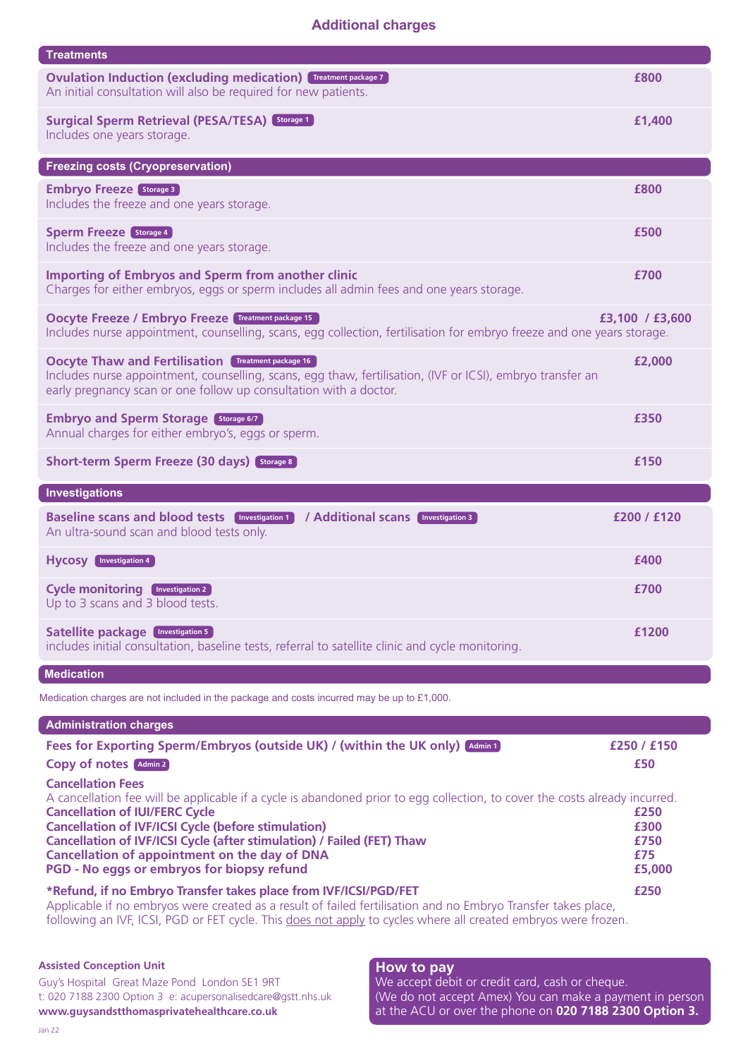## Additional charges

### Treatments

**Ovulation Induction (excluding medication)** Treatment package 7 — **£800**
An initial consultation will also be required for new patients.

**Surgical Sperm Retrieval (PESA/TESA)** Storage 1 — **£1,400**
Includes one years storage.

### Freezing costs (Cryopreservation)

**Embryo Freeze** Storage 3 — **£800**
Includes the freeze and one years storage.

**Sperm Freeze** Storage 4 — **£500**
Includes the freeze and one years storage.

**Importing of Embryos and Sperm from another clinic** — **£700**
Charges for either embryos, eggs or sperm includes all admin fees and one years storage.

**Oocyte Freeze / Embryo Freeze** Treatment package 15 — **£3,100 / £3,600**
Includes nurse appointment, counselling, scans, egg collection, fertilisation for embryo freeze and one years storage.

**Oocyte Thaw and Fertilisation** Treatment package 16 — **£2,000**
Includes nurse appointment, counselling, scans, egg thaw, fertilisation, (IVF or ICSI), embryo transfer an early pregnancy scan or one follow up consultation with a doctor.

**Embryo and Sperm Storage** Storage 6/7 — **£350**
Annual charges for either embryo's, eggs or sperm.

**Short-term Sperm Freeze (30 days)** Storage 8 — **£150**

### Investigations

**Baseline scans and blood tests** Investigation 1 **/ Additional scans** Investigation 3 — **£200 / £120**
An ultra-sound scan and blood tests only.

**Hycosy** Investigation 4 — **£400**

**Cycle monitoring** Investigation 2 — **£700**
Up to 3 scans and 3 blood tests.

**Satellite package** Investigation 5 — **£1200**
includes initial consultation, baseline tests, referral to satellite clinic and cycle monitoring.

### Medication

Medication charges are not included in the package and costs incurred may be up to £1,000.

### Administration charges

**Fees for Exporting Sperm/Embryos (outside UK) / (within the UK only)** Admin 1 — **£250 / £150**

**Copy of notes** Admin 2 — **£50**

**Cancellation Fees**
A cancellation fee will be applicable if a cycle is abandoned prior to egg collection, to cover the costs already incurred.

| | |
|---|---|
| **Cancellation of IUI/FERC Cycle** | **£250** |
| **Cancellation of IVF/ICSI Cycle (before stimulation)** | **£300** |
| **Cancellation of IVF/ICSI Cycle (after stimulation) / Failed (FET) Thaw** | **£750** |
| **Cancellation of appointment on the day of DNA** | **£75** |
| **PGD - No eggs or embryos for biopsy refund** | **£5,000** |

**\*Refund, if no Embryo Transfer takes place from IVF/ICSI/PGD/FET** — **£250**
Applicable if no embryos were created as a result of failed fertilisation and no Embryo Transfer takes place, following an IVF, ICSI, PGD or FET cycle. This does not apply to cycles where all created embryos were frozen.

**Assisted Conception Unit**
Guy's Hospital Great Maze Pond London SE1 9RT
t: 020 7188 2300 Option 3 e: acupersonalisedcare@gstt.nhs.uk
**www.guysandstthomasprivatehealthcare.co.uk**

**How to pay**
We accept debit or credit card, cash or cheque.
(We do not accept Amex) You can make a payment in person at the ACU or over the phone on **020 7188 2300 Option 3.**

Jan 22